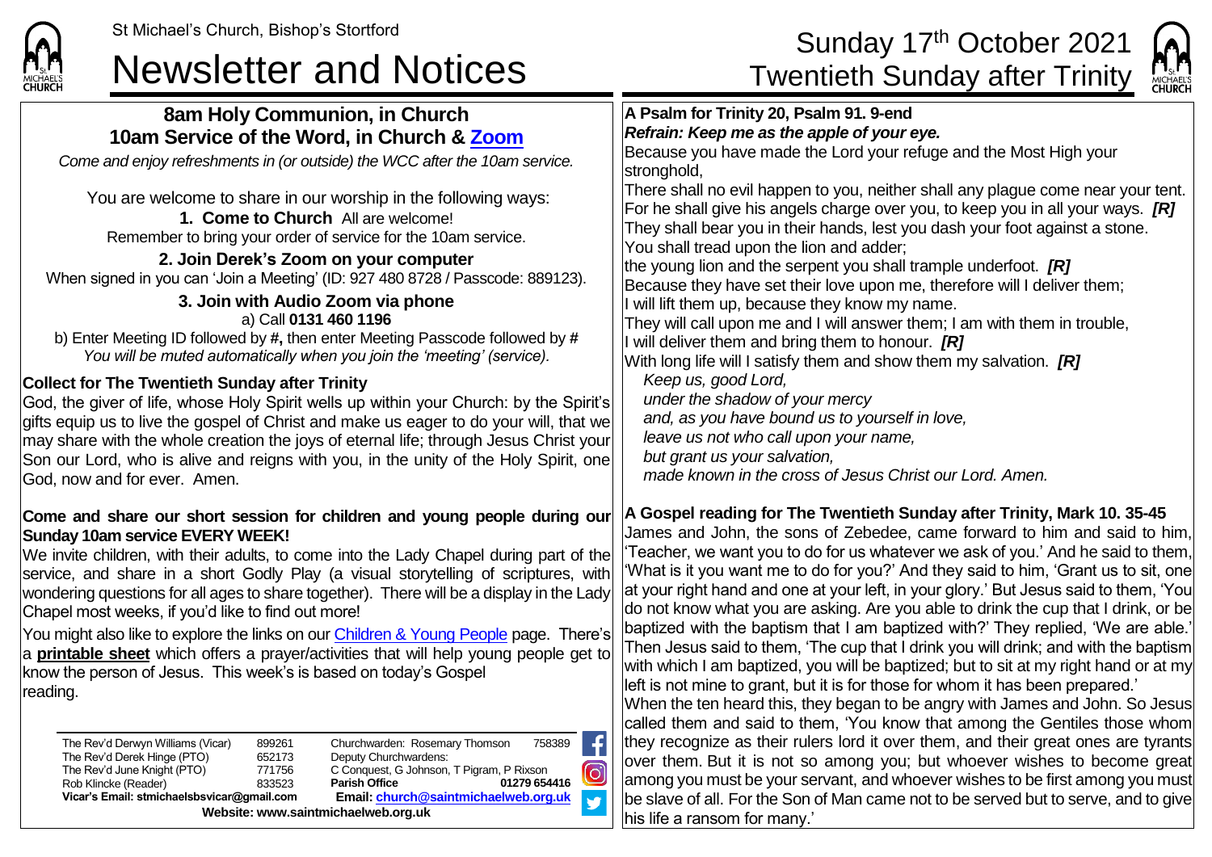St Michael's Church, Bishop's Stortford

# Newsletter and Notices

Sunday 17th October 2021
Twentieth Sunday after Trinity

## 8am Holy Communion, in Church
## 10am Service of the Word, in Church & Zoom

*Come and enjoy refreshments in (or outside) the WCC after the 10am service.*

You are welcome to share in our worship in the following ways:

**1. Come to Church** All are welcome!
Remember to bring your order of service for the 10am service.

**2. Join Derek's Zoom on your computer**
When signed in you can 'Join a Meeting' (ID: 927 480 8728 / Passcode: 889123).

**3. Join with Audio Zoom via phone**
a) Call **0131 460 1196**
b) Enter Meeting ID followed by **#,** then enter Meeting Passcode followed by **#**
*You will be muted automatically when you join the 'meeting' (service).*

### Collect for The Twentieth Sunday after Trinity

God, the giver of life, whose Holy Spirit wells up within your Church: by the Spirit's gifts equip us to live the gospel of Christ and make us eager to do your will, that we may share with the whole creation the joys of eternal life; through Jesus Christ your Son our Lord, who is alive and reigns with you, in the unity of the Holy Spirit, one God, now and for ever. Amen.

### Come and share our short session for children and young people during our Sunday 10am service EVERY WEEK!

We invite children, with their adults, to come into the Lady Chapel during part of the service, and share in a short Godly Play (a visual storytelling of scriptures, with wondering questions for all ages to share together). There will be a display in the Lady Chapel most weeks, if you'd like to find out more!

You might also like to explore the links on our Children & Young People page. There's a **printable sheet** which offers a prayer/activities that will help young people get to know the person of Jesus. This week's is based on today's Gospel reading.

| | | | |
|---|---|---|---|
| The Rev'd Derwyn Williams (Vicar) | 899261 | Churchwarden: Rosemary Thomson | 758389 |
| The Rev'd Derek Hinge (PTO) | 652173 | Deputy Churchwardens: | |
| The Rev'd June Knight (PTO) | 771756 | C Conquest, G Johnson, T Pigram, P Rixson | |
| Rob Klincke (Reader) | 833523 | **Parish Office** | **01279 654416** |
| **Vicar's Email: stmichaelsbsvicar@gmail.com** | | **Email: church@saintmichaelweb.org.uk** | |

**Website: www.saintmichaelweb.org.uk**

### A Psalm for Trinity 20, Psalm 91. 9-end

***Refrain: Keep me as the apple of your eye.***

Because you have made the Lord your refuge and the Most High your stronghold,
There shall no evil happen to you, neither shall any plague come near your tent.
For he shall give his angels charge over you, to keep you in all your ways. ***[R]***
They shall bear you in their hands, lest you dash your foot against a stone.
You shall tread upon the lion and adder;
the young lion and the serpent you shall trample underfoot. ***[R]***
Because they have set their love upon me, therefore will I deliver them;
I will lift them up, because they know my name.
They will call upon me and I will answer them; I am with them in trouble,
I will deliver them and bring them to honour. ***[R]***
With long life will I satisfy them and show them my salvation. ***[R]***

*Keep us, good Lord,*
*under the shadow of your mercy*
*and, as you have bound us to yourself in love,*
*leave us not who call upon your name,*
*but grant us your salvation,*
*made known in the cross of Jesus Christ our Lord. Amen.*

### A Gospel reading for The Twentieth Sunday after Trinity, Mark 10. 35-45

James and John, the sons of Zebedee, came forward to him and said to him, 'Teacher, we want you to do for us whatever we ask of you.' And he said to them, 'What is it you want me to do for you?' And they said to him, 'Grant us to sit, one at your right hand and one at your left, in your glory.' But Jesus said to them, 'You do not know what you are asking. Are you able to drink the cup that I drink, or be baptized with the baptism that I am baptized with?' They replied, 'We are able.' Then Jesus said to them, 'The cup that I drink you will drink; and with the baptism with which I am baptized, you will be baptized; but to sit at my right hand or at my left is not mine to grant, but it is for those for whom it has been prepared.'
When the ten heard this, they began to be angry with James and John. So Jesus called them and said to them, 'You know that among the Gentiles those whom they recognize as their rulers lord it over them, and their great ones are tyrants over them. But it is not so among you; but whoever wishes to become great among you must be your servant, and whoever wishes to be first among you must be slave of all. For the Son of Man came not to be served but to serve, and to give his life a ransom for many.'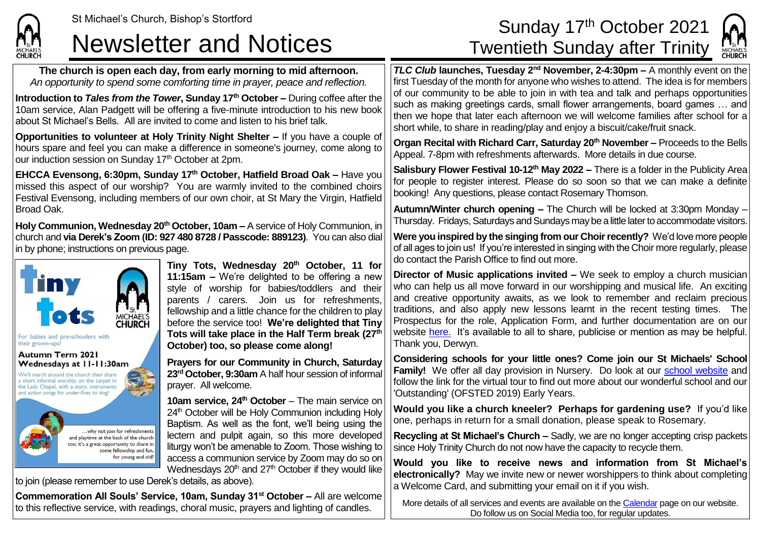St Michael's Church, Bishop's Stortford

# Newsletter and Notices

# Sunday 17th October 2021 Twentieth Sunday after Trinity

**The church is open each day, from early morning to mid afternoon.**
*An opportunity to spend some comforting time in prayer, peace and reflection.*

**Introduction to *Tales from the Tower*, Sunday 17th October –** During coffee after the 10am service, Alan Padgett will be offering a five-minute introduction to his new book about St Michael's Bells. All are invited to come and listen to his brief talk.

**Opportunities to volunteer at Holy Trinity Night Shelter –** If you have a couple of hours spare and feel you can make a difference in someone's journey, come along to our induction session on Sunday 17th October at 2pm.

**EHCCA Evensong, 6:30pm, Sunday 17th October, Hatfield Broad Oak –** Have you missed this aspect of our worship? You are warmly invited to the combined choirs Festival Evensong, including members of our own choir, at St Mary the Virgin, Hatfield Broad Oak.

**Holy Communion, Wednesday 20th October, 10am –** A service of Holy Communion, in church and **via Derek's Zoom (ID: 927 480 8728 / Passcode: 889123)**. You can also dial in by phone; instructions on previous page.

Tiny Tots

For babies and pre-schoolers with their grown-ups!

Autumn Term 2021
Wednesdays at 11-11:30am

We'll march around the church then share a short informal worship on the carpet in the Lady Chapel, with a story, instruments and action songs for under-fives to sing!

…why not join for refreshments and playtime at the back of the church too; it's a great opportunity to share in some fellowship and fun, for young and old!

**Tiny Tots, Wednesday 20th October, 11 for 11:15am –** We're delighted to be offering a new style of worship for babies/toddlers and their parents / carers. Join us for refreshments, fellowship and a little chance for the children to play before the service too! **We're delighted that Tiny Tots will take place in the Half Term break (27th October) too, so please come along!**

**Prayers for our Community in Church, Saturday 23rd October, 9:30am** A half hour session of informal prayer. All welcome.

**10am service, 24th October** – The main service on 24th October will be Holy Communion including Holy Baptism. As well as the font, we'll being using the lectern and pulpit again, so this more developed liturgy won't be amenable to share in Zoom. Those wishing to access a communion service by Zoom may do so on Wednesdays 20th and 27th October if they would like to join (please remember to use Derek's details, as above).

**Commemoration All Souls' Service, 10am, Sunday 31st October –** All are welcome to this reflective service, with readings, choral music, prayers and lighting of candles.

***TLC Club* launches, Tuesday 2nd November, 2-4:30pm –** A monthly event on the first Tuesday of the month for anyone who wishes to attend. The idea is for members of our community to be able to join in with tea and talk and perhaps opportunities such as making greetings cards, small flower arrangements, board games … and then we hope that later each afternoon we will welcome families after school for a short while, to share in reading/play and enjoy a biscuit/cake/fruit snack.

**Organ Recital with Richard Carr, Saturday 20th November –** Proceeds to the Bells Appeal. 7-8pm with refreshments afterwards. More details in due course.

**Salisbury Flower Festival 10-12th May 2022 –** There is a folder in the Publicity Area for people to register interest. Please do so soon so that we can make a definite booking! Any questions, please contact Rosemary Thomson.

**Autumn/Winter church opening –** The Church will be locked at 3:30pm Monday – Thursday. Fridays, Saturdays and Sundays may be a little later to accommodate visitors.

**Were you inspired by the singing from our Choir recently?** We'd love more people of all ages to join us! If you're interested in singing with the Choir more regularly, please do contact the Parish Office to find out more.

**Director of Music applications invited –** We seek to employ a church musician who can help us all move forward in our worshipping and musical life. An exciting and creative opportunity awaits, as we look to remember and reclaim precious traditions, and also apply new lessons learnt in the recent testing times. The Prospectus for the role, Application Form, and further documentation are on our website here. It's available to all to share, publicise or mention as may be helpful. Thank you, Derwyn.

**Considering schools for your little ones? Come join our St Michaels' School Family!** We offer all day provision in Nursery. Do look at our school website and follow the link for the virtual tour to find out more about our wonderful school and our 'Outstanding' (OFSTED 2019) Early Years.

**Would you like a church kneeler? Perhaps for gardening use?** If you'd like one, perhaps in return for a small donation, please speak to Rosemary.

**Recycling at St Michael's Church –** Sadly, we are no longer accepting crisp packets since Holy Trinity Church do not now have the capacity to recycle them.

**Would you like to receive news and information from St Michael's electronically?** May we invite new or newer worshippers to think about completing a Welcome Card, and submitting your email on it if you wish.

More details of all services and events are available on the Calendar page on our website. Do follow us on Social Media too, for regular updates.